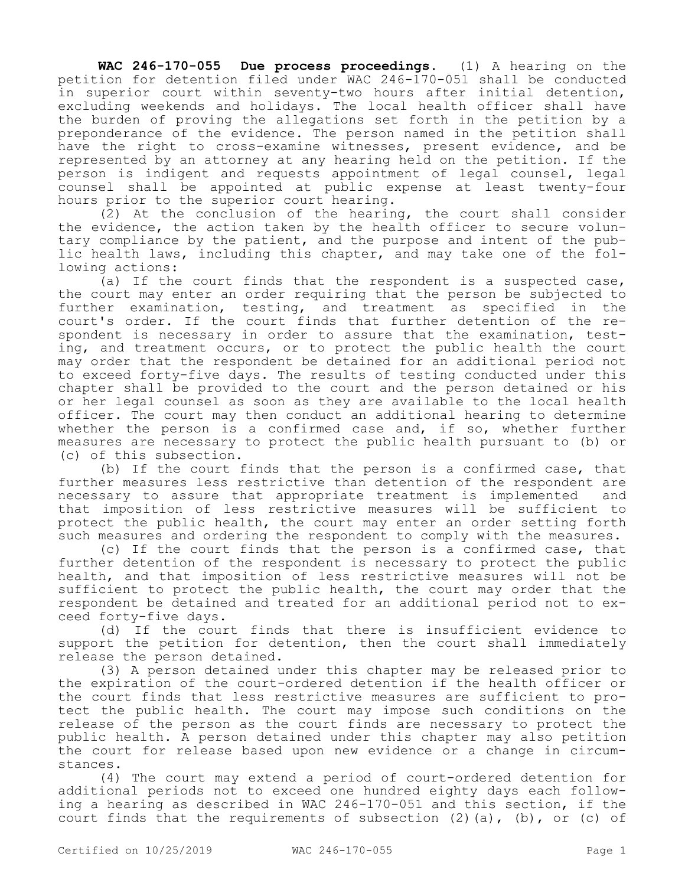**WAC 246-170-055 Due process proceedings.** (1) A hearing on the petition for detention filed under WAC 246-170-051 shall be conducted in superior court within seventy-two hours after initial detention, excluding weekends and holidays. The local health officer shall have the burden of proving the allegations set forth in the petition by a preponderance of the evidence. The person named in the petition shall have the right to cross-examine witnesses, present evidence, and be represented by an attorney at any hearing held on the petition. If the person is indigent and requests appointment of legal counsel, legal counsel shall be appointed at public expense at least twenty-four hours prior to the superior court hearing.

(2) At the conclusion of the hearing, the court shall consider the evidence, the action taken by the health officer to secure voluntary compliance by the patient, and the purpose and intent of the public health laws, including this chapter, and may take one of the following actions:

(a) If the court finds that the respondent is a suspected case, the court may enter an order requiring that the person be subjected to further examination, testing, and treatment as specified in the court's order. If the court finds that further detention of the respondent is necessary in order to assure that the examination, testing, and treatment occurs, or to protect the public health the court may order that the respondent be detained for an additional period not to exceed forty-five days. The results of testing conducted under this chapter shall be provided to the court and the person detained or his or her legal counsel as soon as they are available to the local health officer. The court may then conduct an additional hearing to determine whether the person is a confirmed case and, if so, whether further measures are necessary to protect the public health pursuant to (b) or (c) of this subsection.

(b) If the court finds that the person is a confirmed case, that further measures less restrictive than detention of the respondent are necessary to assure that appropriate treatment is implemented and that imposition of less restrictive measures will be sufficient to protect the public health, the court may enter an order setting forth such measures and ordering the respondent to comply with the measures.

(c) If the court finds that the person is a confirmed case, that further detention of the respondent is necessary to protect the public health, and that imposition of less restrictive measures will not be sufficient to protect the public health, the court may order that the respondent be detained and treated for an additional period not to exceed forty-five days.

(d) If the court finds that there is insufficient evidence to support the petition for detention, then the court shall immediately release the person detained.

(3) A person detained under this chapter may be released prior to the expiration of the court-ordered detention if the health officer or the court finds that less restrictive measures are sufficient to protect the public health. The court may impose such conditions on the release of the person as the court finds are necessary to protect the public health. A person detained under this chapter may also petition the court for release based upon new evidence or a change in circumstances.

(4) The court may extend a period of court-ordered detention for additional periods not to exceed one hundred eighty days each following a hearing as described in WAC 246-170-051 and this section, if the court finds that the requirements of subsection (2)(a), (b), or (c) of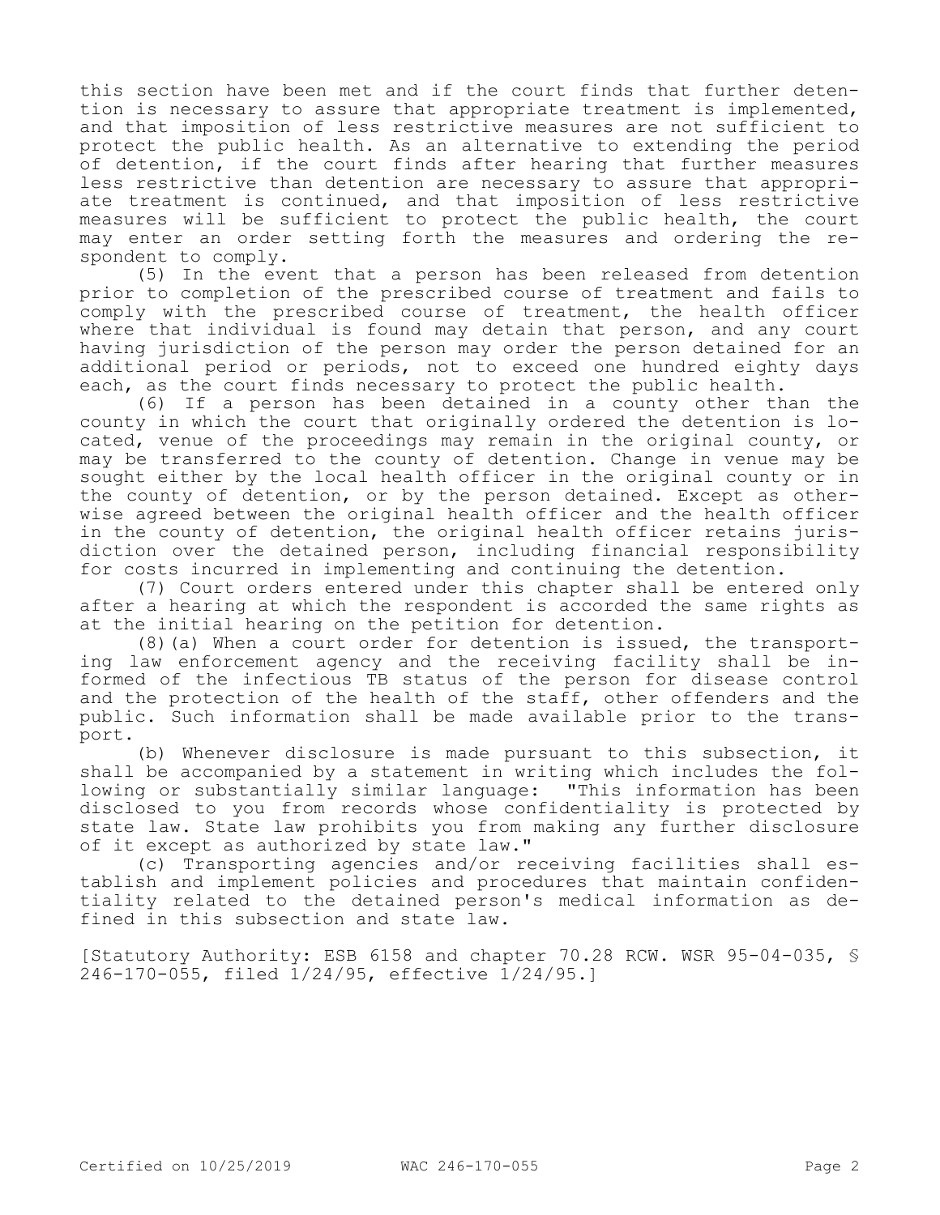this section have been met and if the court finds that further detention is necessary to assure that appropriate treatment is implemented, and that imposition of less restrictive measures are not sufficient to protect the public health. As an alternative to extending the period of detention, if the court finds after hearing that further measures less restrictive than detention are necessary to assure that appropriate treatment is continued, and that imposition of less restrictive measures will be sufficient to protect the public health, the court may enter an order setting forth the measures and ordering the respondent to comply.

(5) In the event that a person has been released from detention prior to completion of the prescribed course of treatment and fails to comply with the prescribed course of treatment, the health officer where that individual is found may detain that person, and any court having jurisdiction of the person may order the person detained for an additional period or periods, not to exceed one hundred eighty days each, as the court finds necessary to protect the public health.

(6) If a person has been detained in a county other than the county in which the court that originally ordered the detention is located, venue of the proceedings may remain in the original county, or may be transferred to the county of detention. Change in venue may be sought either by the local health officer in the original county or in the county of detention, or by the person detained. Except as otherwise agreed between the original health officer and the health officer in the county of detention, the original health officer retains jurisdiction over the detained person, including financial responsibility for costs incurred in implementing and continuing the detention.

(7) Court orders entered under this chapter shall be entered only after a hearing at which the respondent is accorded the same rights as at the initial hearing on the petition for detention.

(8)(a) When a court order for detention is issued, the transporting law enforcement agency and the receiving facility shall be informed of the infectious TB status of the person for disease control and the protection of the health of the staff, other offenders and the public. Such information shall be made available prior to the transport.

(b) Whenever disclosure is made pursuant to this subsection, it shall be accompanied by a statement in writing which includes the following or substantially similar language: "This information has been disclosed to you from records whose confidentiality is protected by state law. State law prohibits you from making any further disclosure of it except as authorized by state law."

(c) Transporting agencies and/or receiving facilities shall establish and implement policies and procedures that maintain confidentiality related to the detained person's medical information as defined in this subsection and state law.

[Statutory Authority: ESB 6158 and chapter 70.28 RCW. WSR 95-04-035, § 246-170-055, filed 1/24/95, effective 1/24/95.]